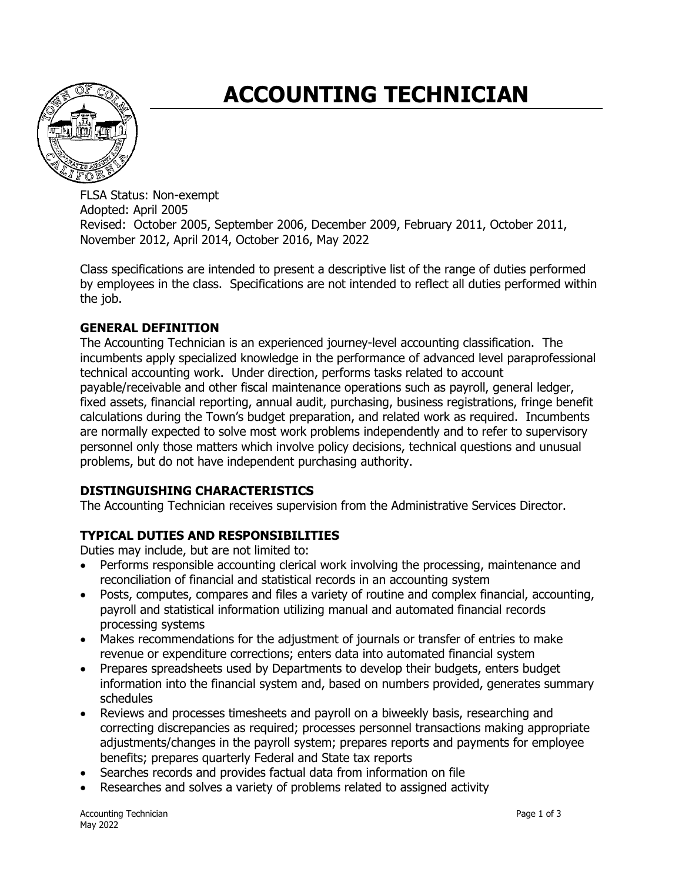# ACCOUNTING TECHNICIAN

FLSA Status: Non-exempt
Adopted: April 2005
Revised: October 2005, September 2006, December 2009, February 2011, October 2011, November 2012, April 2014, October 2016, May 2022

Class specifications are intended to present a descriptive list of the range of duties performed by employees in the class. Specifications are not intended to reflect all duties performed within the job.

## GENERAL DEFINITION

The Accounting Technician is an experienced journey-level accounting classification. The incumbents apply specialized knowledge in the performance of advanced level paraprofessional technical accounting work. Under direction, performs tasks related to account payable/receivable and other fiscal maintenance operations such as payroll, general ledger, fixed assets, financial reporting, annual audit, purchasing, business registrations, fringe benefit calculations during the Town's budget preparation, and related work as required. Incumbents are normally expected to solve most work problems independently and to refer to supervisory personnel only those matters which involve policy decisions, technical questions and unusual problems, but do not have independent purchasing authority.

## DISTINGUISHING CHARACTERISTICS

The Accounting Technician receives supervision from the Administrative Services Director.

## TYPICAL DUTIES AND RESPONSIBILITIES

Duties may include, but are not limited to:

- Performs responsible accounting clerical work involving the processing, maintenance and reconciliation of financial and statistical records in an accounting system
- Posts, computes, compares and files a variety of routine and complex financial, accounting, payroll and statistical information utilizing manual and automated financial records processing systems
- Makes recommendations for the adjustment of journals or transfer of entries to make revenue or expenditure corrections; enters data into automated financial system
- Prepares spreadsheets used by Departments to develop their budgets, enters budget information into the financial system and, based on numbers provided, generates summary schedules
- Reviews and processes timesheets and payroll on a biweekly basis, researching and correcting discrepancies as required; processes personnel transactions making appropriate adjustments/changes in the payroll system; prepares reports and payments for employee benefits; prepares quarterly Federal and State tax reports
- Searches records and provides factual data from information on file
- Researches and solves a variety of problems related to assigned activity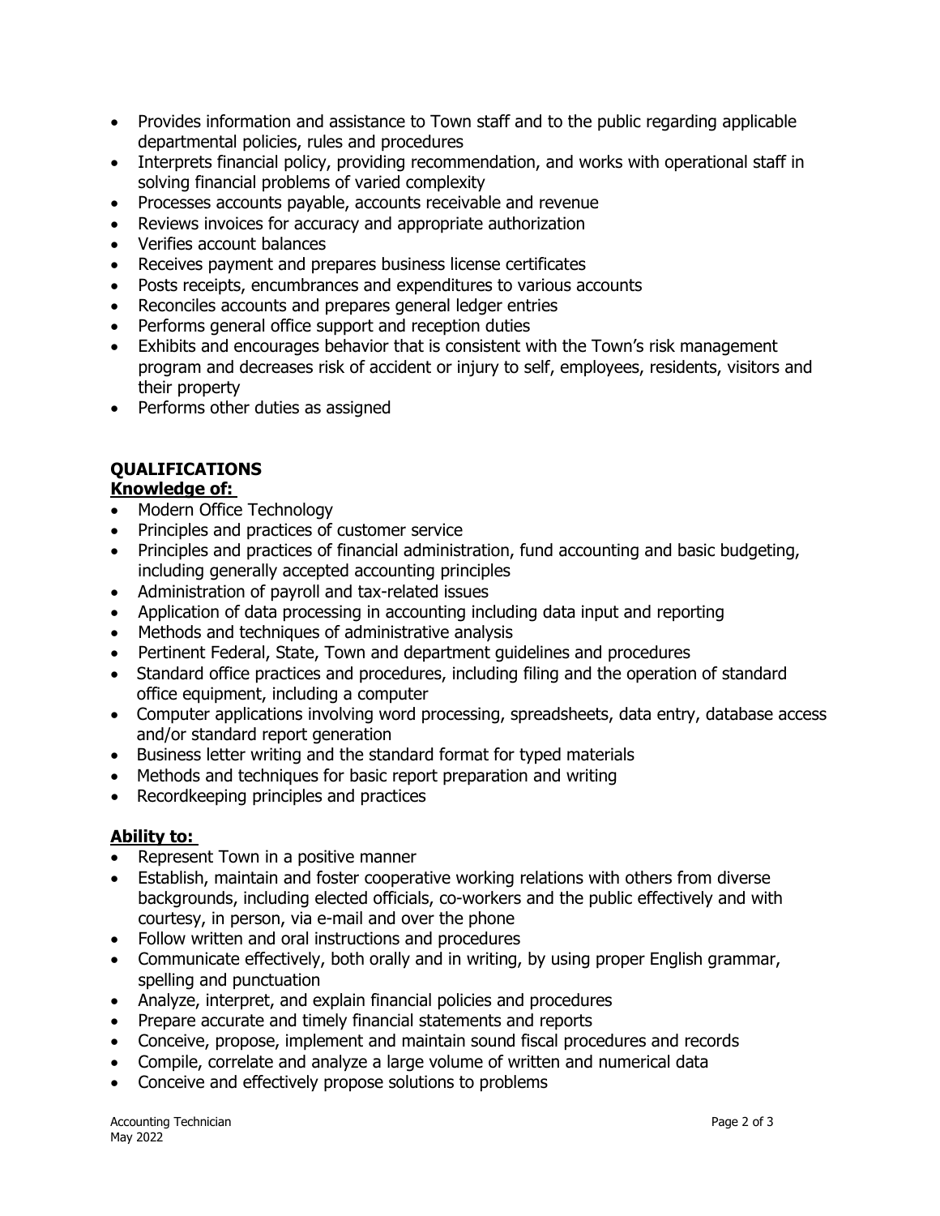- Provides information and assistance to Town staff and to the public regarding applicable departmental policies, rules and procedures
- Interprets financial policy, providing recommendation, and works with operational staff in solving financial problems of varied complexity
- Processes accounts payable, accounts receivable and revenue
- Reviews invoices for accuracy and appropriate authorization
- Verifies account balances
- Receives payment and prepares business license certificates
- Posts receipts, encumbrances and expenditures to various accounts
- Reconciles accounts and prepares general ledger entries
- Performs general office support and reception duties
- Exhibits and encourages behavior that is consistent with the Town's risk management program and decreases risk of accident or injury to self, employees, residents, visitors and their property
- Performs other duties as assigned

## QUALIFICATIONS

**Knowledge of:**

- Modern Office Technology
- Principles and practices of customer service
- Principles and practices of financial administration, fund accounting and basic budgeting, including generally accepted accounting principles
- Administration of payroll and tax-related issues
- Application of data processing in accounting including data input and reporting
- Methods and techniques of administrative analysis
- Pertinent Federal, State, Town and department guidelines and procedures
- Standard office practices and procedures, including filing and the operation of standard office equipment, including a computer
- Computer applications involving word processing, spreadsheets, data entry, database access and/or standard report generation
- Business letter writing and the standard format for typed materials
- Methods and techniques for basic report preparation and writing
- Recordkeeping principles and practices

**Ability to:**

- Represent Town in a positive manner
- Establish, maintain and foster cooperative working relations with others from diverse backgrounds, including elected officials, co-workers and the public effectively and with courtesy, in person, via e-mail and over the phone
- Follow written and oral instructions and procedures
- Communicate effectively, both orally and in writing, by using proper English grammar, spelling and punctuation
- Analyze, interpret, and explain financial policies and procedures
- Prepare accurate and timely financial statements and reports
- Conceive, propose, implement and maintain sound fiscal procedures and records
- Compile, correlate and analyze a large volume of written and numerical data
- Conceive and effectively propose solutions to problems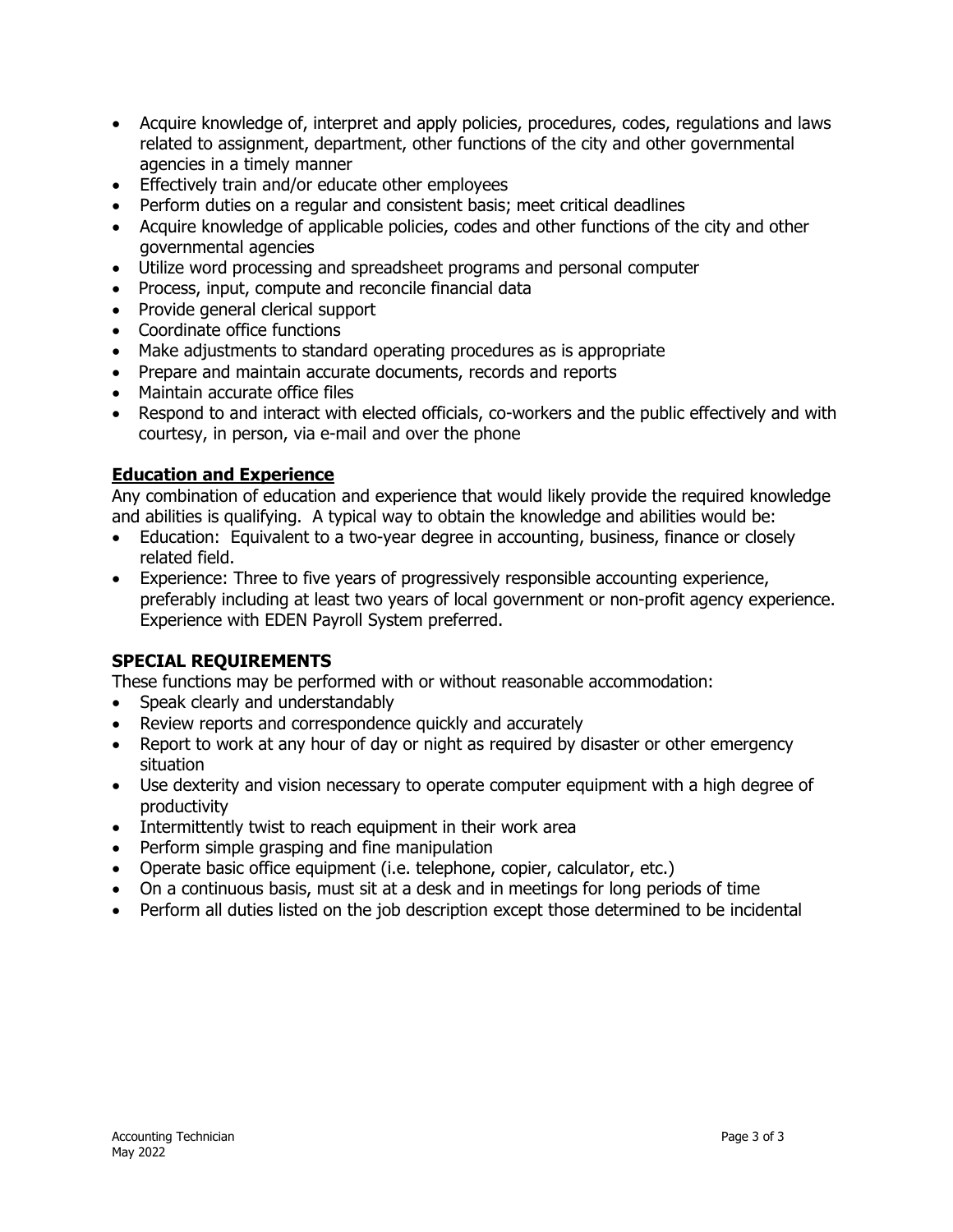- Acquire knowledge of, interpret and apply policies, procedures, codes, regulations and laws related to assignment, department, other functions of the city and other governmental agencies in a timely manner
- Effectively train and/or educate other employees
- Perform duties on a regular and consistent basis; meet critical deadlines
- Acquire knowledge of applicable policies, codes and other functions of the city and other governmental agencies
- Utilize word processing and spreadsheet programs and personal computer
- Process, input, compute and reconcile financial data
- Provide general clerical support
- Coordinate office functions
- Make adjustments to standard operating procedures as is appropriate
- Prepare and maintain accurate documents, records and reports
- Maintain accurate office files
- Respond to and interact with elected officials, co-workers and the public effectively and with courtesy, in person, via e-mail and over the phone

## Education and Experience

Any combination of education and experience that would likely provide the required knowledge and abilities is qualifying. A typical way to obtain the knowledge and abilities would be:

- Education: Equivalent to a two-year degree in accounting, business, finance or closely related field.
- Experience: Three to five years of progressively responsible accounting experience, preferably including at least two years of local government or non-profit agency experience. Experience with EDEN Payroll System preferred.

## SPECIAL REQUIREMENTS

These functions may be performed with or without reasonable accommodation:

- Speak clearly and understandably
- Review reports and correspondence quickly and accurately
- Report to work at any hour of day or night as required by disaster or other emergency situation
- Use dexterity and vision necessary to operate computer equipment with a high degree of productivity
- Intermittently twist to reach equipment in their work area
- Perform simple grasping and fine manipulation
- Operate basic office equipment (i.e. telephone, copier, calculator, etc.)
- On a continuous basis, must sit at a desk and in meetings for long periods of time
- Perform all duties listed on the job description except those determined to be incidental